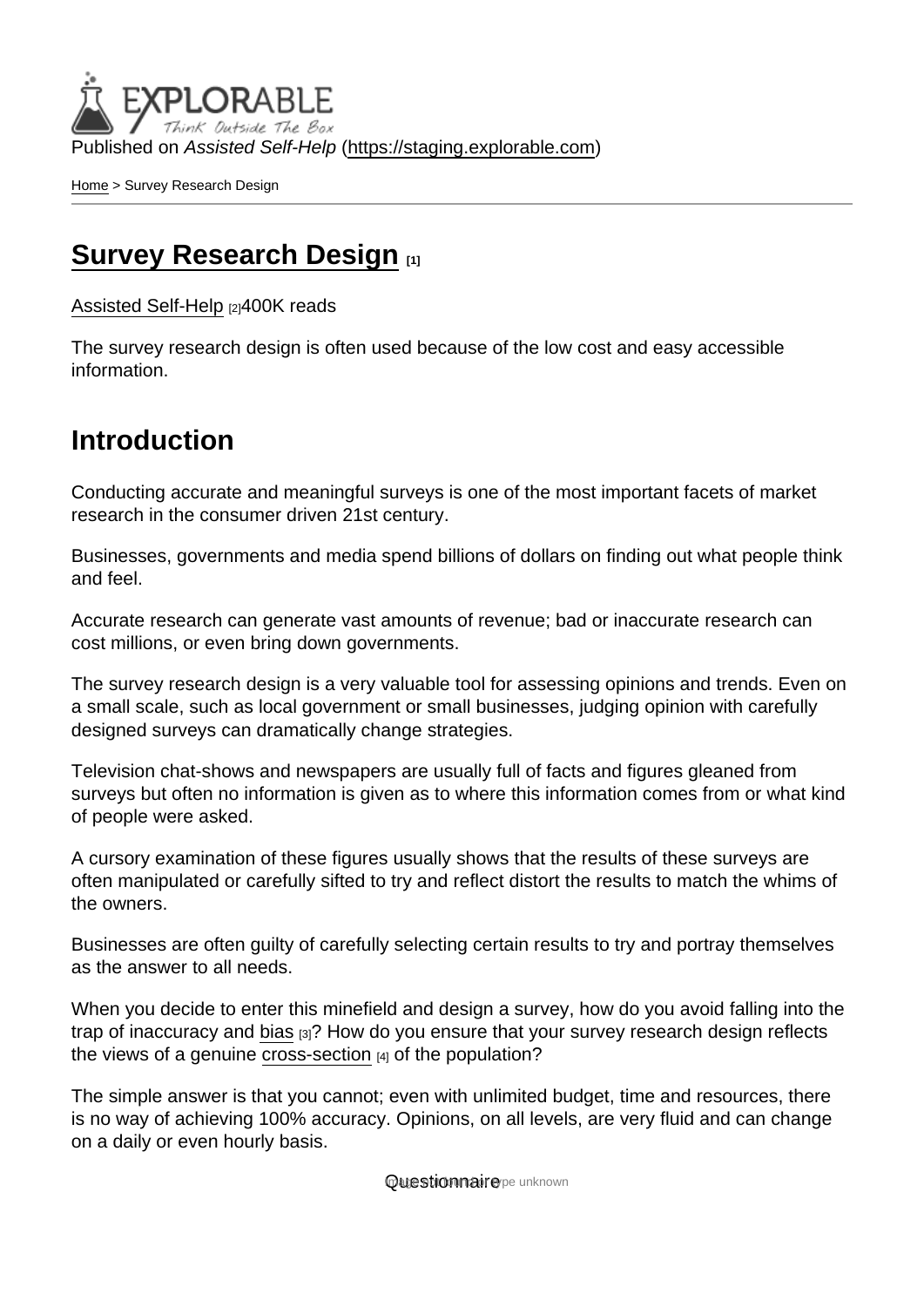Published on *Assisted Self-Help* (https://staging.explorable.com)

Home > Survey Research Design

# Survey Research Design [1]

Assisted Self-Help [2]400K reads

The survey research design is often used because of the low cost and easy accessible information.

## Introduction

Conducting accurate and meaningful surveys is one of the most important facets of market research in the consumer driven 21st century.

Businesses, governments and media spend billions of dollars on finding out what people think and feel.

Accurate research can generate vast amounts of revenue; bad or inaccurate research can cost millions, or even bring down governments.

The survey research design is a very valuable tool for assessing opinions and trends. Even on a small scale, such as local government or small businesses, judging opinion with carefully designed surveys can dramatically change strategies.

Television chat-shows and newspapers are usually full of facts and figures gleaned from surveys but often no information is given as to where this information comes from or what kind of people were asked.

A cursory examination of these figures usually shows that the results of these surveys are often manipulated or carefully sifted to try and reflect distort the results to match the whims of the owners.

Businesses are often guilty of carefully selecting certain results to try and portray themselves as the answer to all needs.

When you decide to enter this minefield and design a survey, how do you avoid falling into the trap of inaccuracy and bias [3]? How do you ensure that your survey research design reflects the views of a genuine cross-section [4] of the population?

The simple answer is that you cannot; even with unlimited budget, time and resources, there is no way of achieving 100% accuracy. Opinions, on all levels, are very fluid and can change on a daily or even hourly basis.

Questionnaire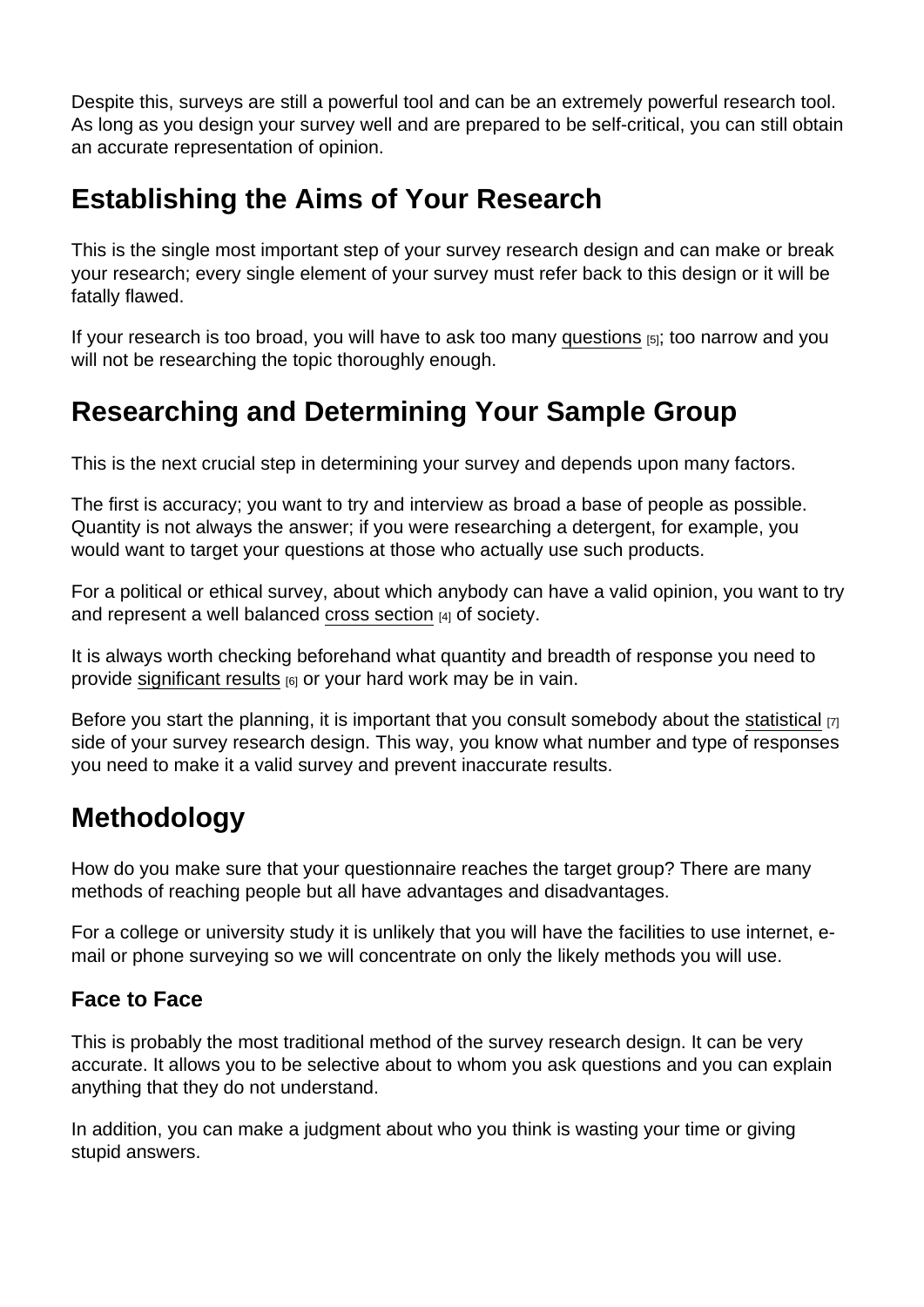Despite this, surveys are still a powerful tool and can be an extremely powerful research tool. As long as you design your survey well and are prepared to be self-critical, you can still obtain an accurate representation of opinion.

## Establishing the Aims of Your Research

This is the single most important step of your survey research design and can make or break your research; every single element of your survey must refer back to this design or it will be fatally flawed.

If your research is too broad, you will have to ask too many questions [5]; too narrow and you will not be researching the topic thoroughly enough.

## Researching and Determining Your Sample Group

This is the next crucial step in determining your survey and depends upon many factors.

The first is accuracy; you want to try and interview as broad a base of people as possible. Quantity is not always the answer; if you were researching a detergent, for example, you would want to target your questions at those who actually use such products.

For a political or ethical survey, about which anybody can have a valid opinion, you want to try and represent a well balanced cross section [4] of society.

It is always worth checking beforehand what quantity and breadth of response you need to provide significant results [6] or your hard work may be in vain.

Before you start the planning, it is important that you consult somebody about the statistical [7] side of your survey research design. This way, you know what number and type of responses you need to make it a valid survey and prevent inaccurate results.

## Methodology

How do you make sure that your questionnaire reaches the target group? There are many methods of reaching people but all have advantages and disadvantages.

For a college or university study it is unlikely that you will have the facilities to use internet, e-mail or phone surveying so we will concentrate on only the likely methods you will use.

### Face to Face

This is probably the most traditional method of the survey research design. It can be very accurate. It allows you to be selective about to whom you ask questions and you can explain anything that they do not understand.

In addition, you can make a judgment about who you think is wasting your time or giving stupid answers.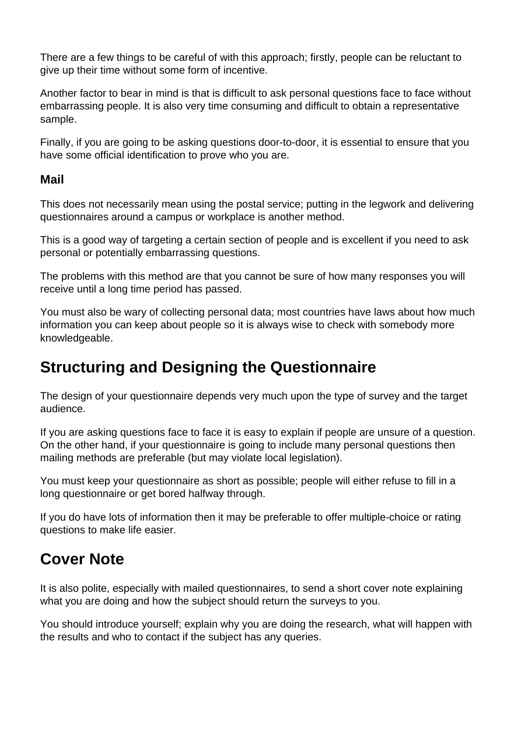There are a few things to be careful of with this approach; firstly, people can be reluctant to give up their time without some form of incentive.

Another factor to bear in mind is that is difficult to ask personal questions face to face without embarrassing people. It is also very time consuming and difficult to obtain a representative sample.

Finally, if you are going to be asking questions door-to-door, it is essential to ensure that you have some official identification to prove who you are.

### Mail

This does not necessarily mean using the postal service; putting in the legwork and delivering questionnaires around a campus or workplace is another method.

This is a good way of targeting a certain section of people and is excellent if you need to ask personal or potentially embarrassing questions.

The problems with this method are that you cannot be sure of how many responses you will receive until a long time period has passed.

You must also be wary of collecting personal data; most countries have laws about how much information you can keep about people so it is always wise to check with somebody more knowledgeable.

## Structuring and Designing the Questionnaire

The design of your questionnaire depends very much upon the type of survey and the target audience.

If you are asking questions face to face it is easy to explain if people are unsure of a question. On the other hand, if your questionnaire is going to include many personal questions then mailing methods are preferable (but may violate local legislation).

You must keep your questionnaire as short as possible; people will either refuse to fill in a long questionnaire or get bored halfway through.

If you do have lots of information then it may be preferable to offer multiple-choice or rating questions to make life easier.

## Cover Note

It is also polite, especially with mailed questionnaires, to send a short cover note explaining what you are doing and how the subject should return the surveys to you.

You should introduce yourself; explain why you are doing the research, what will happen with the results and who to contact if the subject has any queries.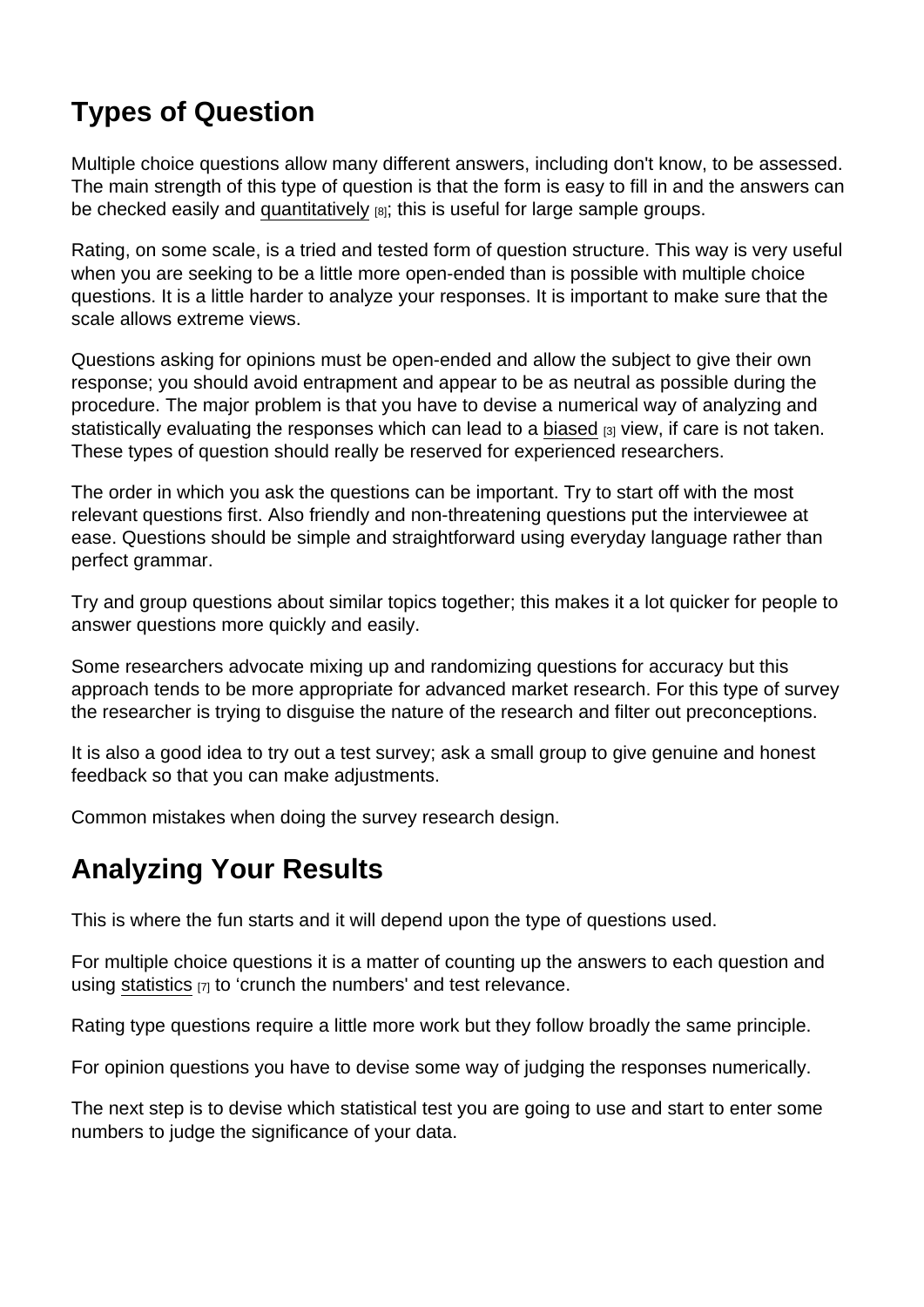## Types of Question

Multiple choice questions allow many different answers, including don't know, to be assessed. The main strength of this type of question is that the form is easy to fill in and the answers can be checked easily and quantitatively [8]; this is useful for large sample groups.

Rating, on some scale, is a tried and tested form of question structure. This way is very useful when you are seeking to be a little more open-ended than is possible with multiple choice questions. It is a little harder to analyze your responses. It is important to make sure that the scale allows extreme views.

Questions asking for opinions must be open-ended and allow the subject to give their own response; you should avoid entrapment and appear to be as neutral as possible during the procedure. The major problem is that you have to devise a numerical way of analyzing and statistically evaluating the responses which can lead to a biased [3] view, if care is not taken. These types of question should really be reserved for experienced researchers.

The order in which you ask the questions can be important. Try to start off with the most relevant questions first. Also friendly and non-threatening questions put the interviewee at ease. Questions should be simple and straightforward using everyday language rather than perfect grammar.

Try and group questions about similar topics together; this makes it a lot quicker for people to answer questions more quickly and easily.

Some researchers advocate mixing up and randomizing questions for accuracy but this approach tends to be more appropriate for advanced market research. For this type of survey the researcher is trying to disguise the nature of the research and filter out preconceptions.

It is also a good idea to try out a test survey; ask a small group to give genuine and honest feedback so that you can make adjustments.

Common mistakes when doing the survey research design.

## Analyzing Your Results

This is where the fun starts and it will depend upon the type of questions used.

For multiple choice questions it is a matter of counting up the answers to each question and using statistics [7] to 'crunch the numbers' and test relevance.

Rating type questions require a little more work but they follow broadly the same principle.

For opinion questions you have to devise some way of judging the responses numerically.

The next step is to devise which statistical test you are going to use and start to enter some numbers to judge the significance of your data.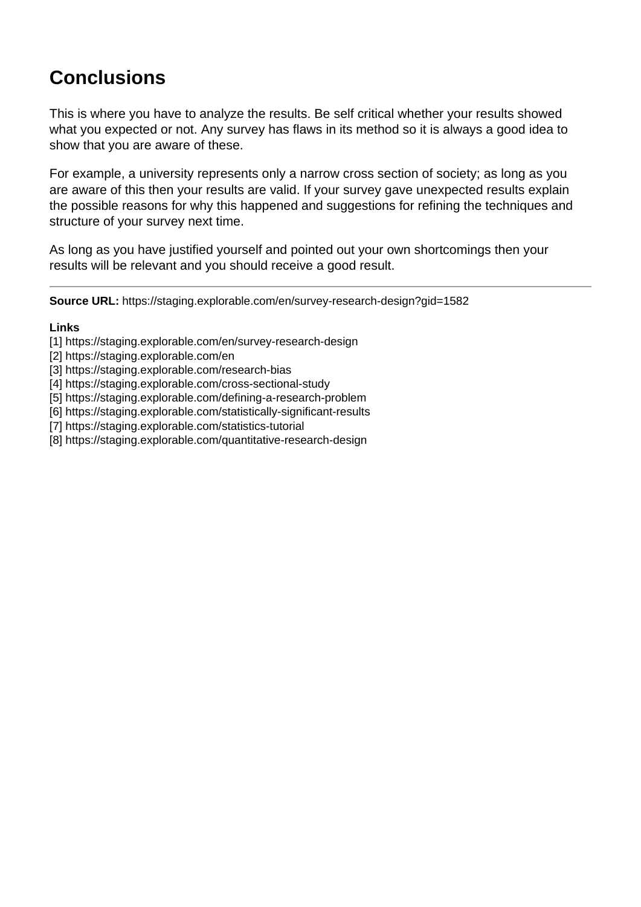## Conclusions

This is where you have to analyze the results. Be self critical whether your results showed what you expected or not. Any survey has flaws in its method so it is always a good idea to show that you are aware of these.

For example, a university represents only a narrow cross section of society; as long as you are aware of this then your results are valid. If your survey gave unexpected results explain the possible reasons for why this happened and suggestions for refining the techniques and structure of your survey next time.

As long as you have justified yourself and pointed out your own shortcomings then your results will be relevant and you should receive a good result.

---

**Source URL:** https://staging.explorable.com/en/survey-research-design?gid=1582

**Links**
[1] https://staging.explorable.com/en/survey-research-design
[2] https://staging.explorable.com/en
[3] https://staging.explorable.com/research-bias
[4] https://staging.explorable.com/cross-sectional-study
[5] https://staging.explorable.com/defining-a-research-problem
[6] https://staging.explorable.com/statistically-significant-results
[7] https://staging.explorable.com/statistics-tutorial
[8] https://staging.explorable.com/quantitative-research-design